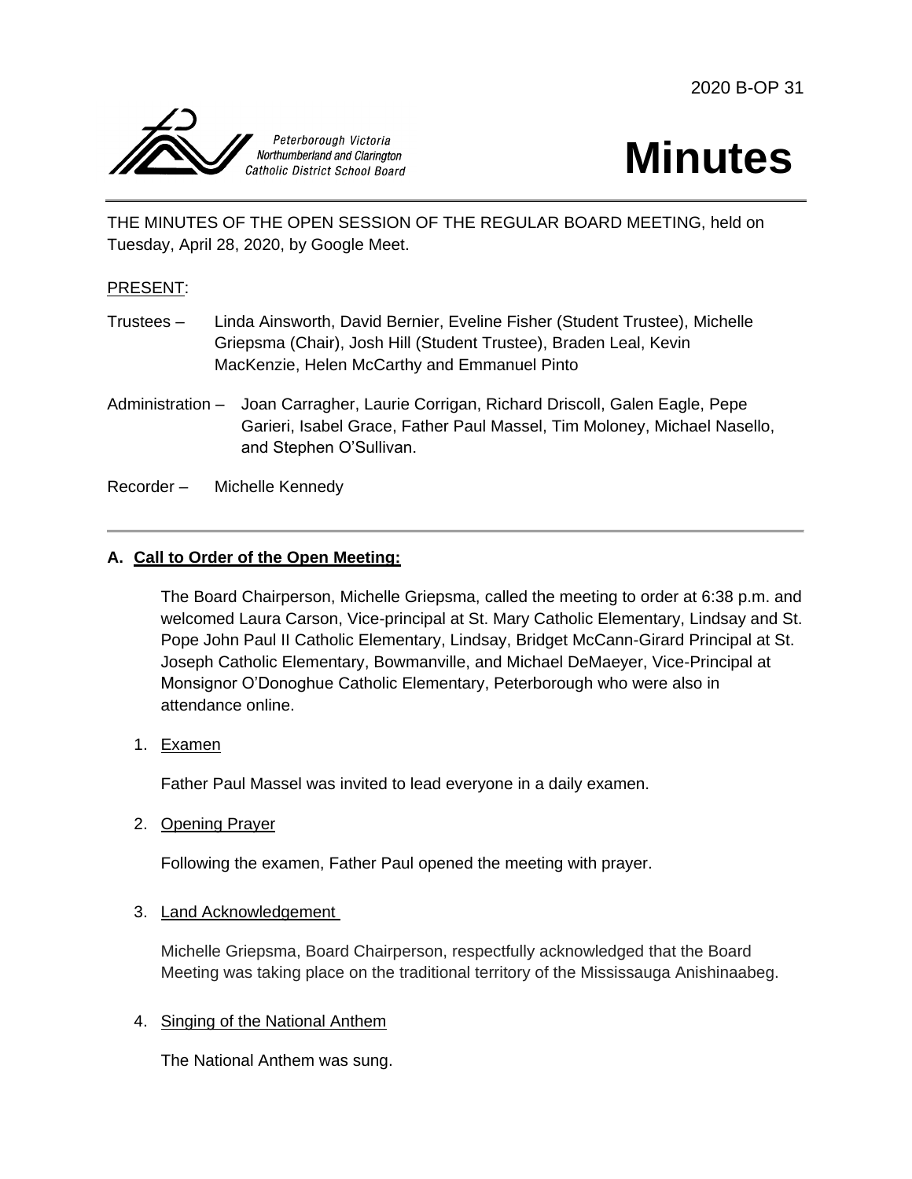2020 B-OP 31

Peterborough Victoria Northumberland and Clarington Catholic District School Board

# Minutes

THE MINUTES OF THE OPEN SESSION OF THE REGULAR BOARD MEETING, held on Tuesday, April 28, 2020, by Google Meet.

PRESENT:

Trustees – Linda Ainsworth, David Bernier, Eveline Fisher (Student Trustee), Michelle Griepsma (Chair), Josh Hill (Student Trustee), Braden Leal, Kevin MacKenzie, Helen McCarthy and Emmanuel Pinto

Administration – Joan Carragher, Laurie Corrigan, Richard Driscoll, Galen Eagle, Pepe Garieri, Isabel Grace, Father Paul Massel, Tim Moloney, Michael Nasello, and Stephen O'Sullivan.

Recorder – Michelle Kennedy

---

## A. Call to Order of the Open Meeting:

The Board Chairperson, Michelle Griepsma, called the meeting to order at 6:38 p.m. and welcomed Laura Carson, Vice-principal at St. Mary Catholic Elementary, Lindsay and St. Pope John Paul II Catholic Elementary, Lindsay, Bridget McCann-Girard Principal at St. Joseph Catholic Elementary, Bowmanville, and Michael DeMaeyer, Vice-Principal at Monsignor O'Donoghue Catholic Elementary, Peterborough who were also in attendance online.

1. Examen

   Father Paul Massel was invited to lead everyone in a daily examen.

2. Opening Prayer

   Following the examen, Father Paul opened the meeting with prayer.

3. Land Acknowledgement

   Michelle Griepsma, Board Chairperson, respectfully acknowledged that the Board Meeting was taking place on the traditional territory of the Mississauga Anishinaabeg.

4. Singing of the National Anthem

   The National Anthem was sung.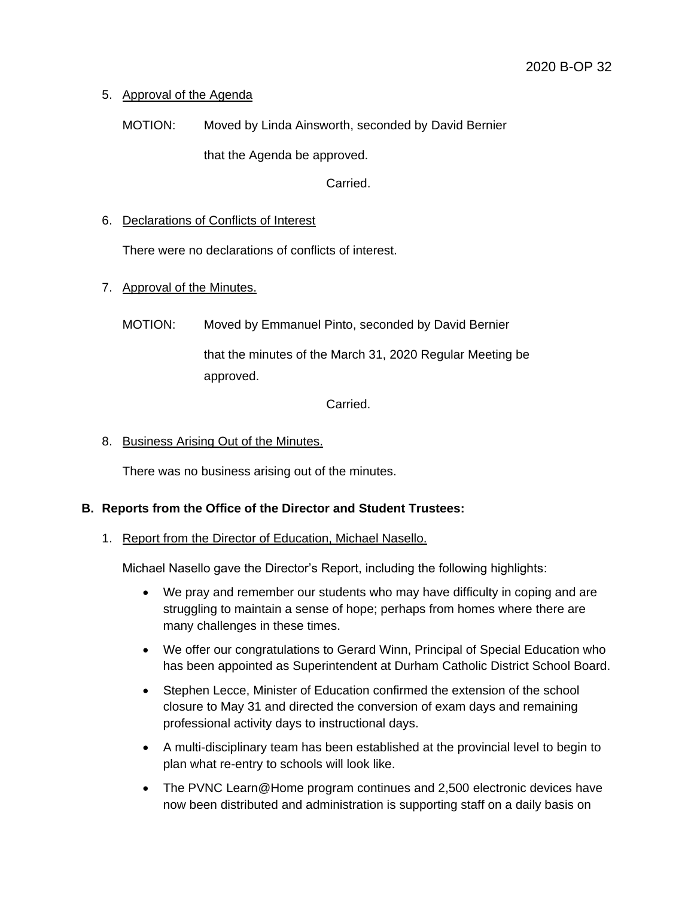5. Approval of the Agenda

   MOTION: Moved by Linda Ainsworth, seconded by David Bernier

   that the Agenda be approved.

   Carried.

6. Declarations of Conflicts of Interest

   There were no declarations of conflicts of interest.

7. Approval of the Minutes.

   MOTION: Moved by Emmanuel Pinto, seconded by David Bernier

   that the minutes of the March 31, 2020 Regular Meeting be approved.

   Carried.

8. Business Arising Out of the Minutes.

   There was no business arising out of the minutes.

**B. Reports from the Office of the Director and Student Trustees:**

1. Report from the Director of Education, Michael Nasello.

   Michael Nasello gave the Director's Report, including the following highlights:

   - We pray and remember our students who may have difficulty in coping and are struggling to maintain a sense of hope; perhaps from homes where there are many challenges in these times.
   - We offer our congratulations to Gerard Winn, Principal of Special Education who has been appointed as Superintendent at Durham Catholic District School Board.
   - Stephen Lecce, Minister of Education confirmed the extension of the school closure to May 31 and directed the conversion of exam days and remaining professional activity days to instructional days.
   - A multi-disciplinary team has been established at the provincial level to begin to plan what re-entry to schools will look like.
   - The PVNC Learn@Home program continues and 2,500 electronic devices have now been distributed and administration is supporting staff on a daily basis on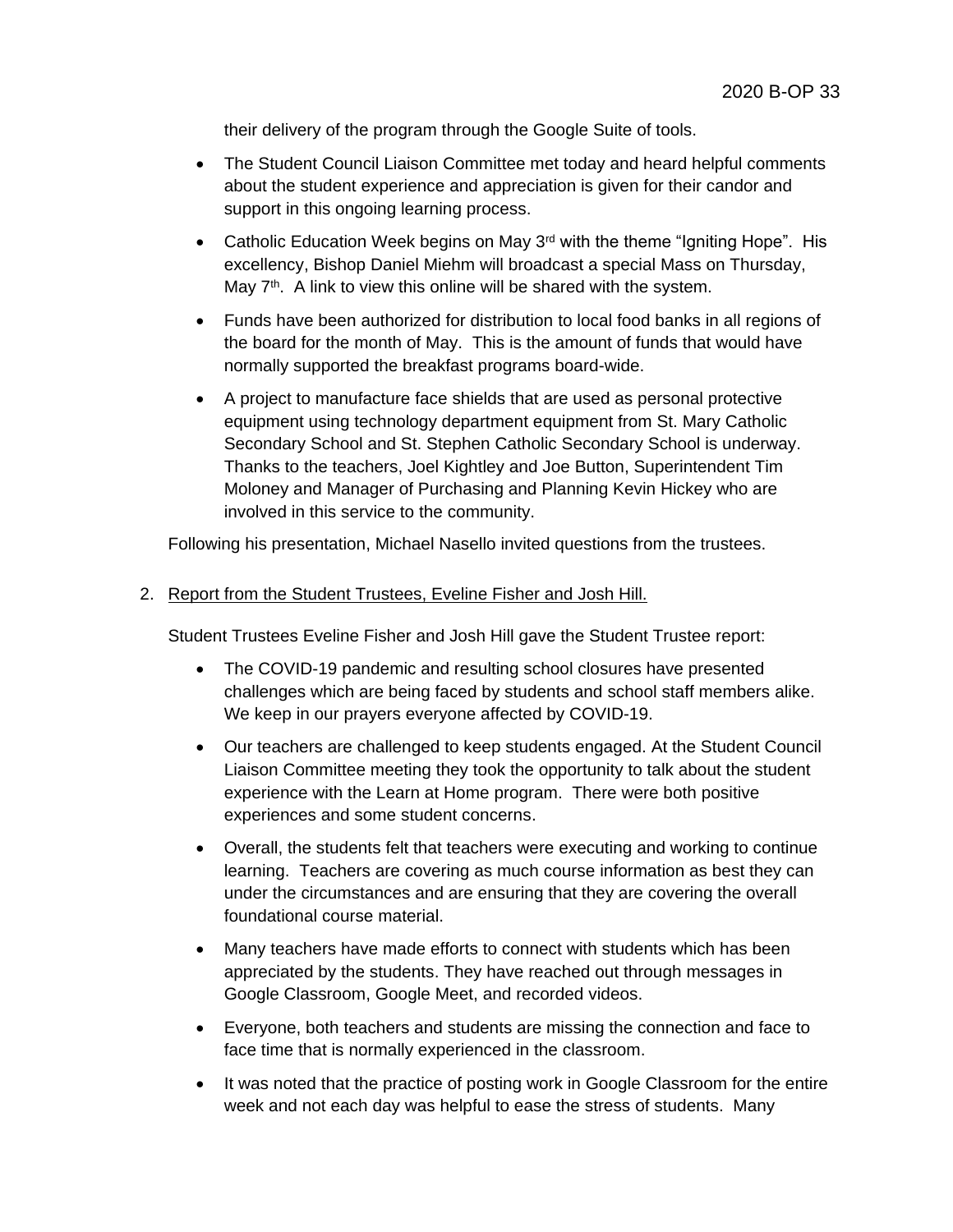their delivery of the program through the Google Suite of tools.

- The Student Council Liaison Committee met today and heard helpful comments about the student experience and appreciation is given for their candor and support in this ongoing learning process.
- Catholic Education Week begins on May 3rd with the theme "Igniting Hope". His excellency, Bishop Daniel Miehm will broadcast a special Mass on Thursday, May 7th. A link to view this online will be shared with the system.
- Funds have been authorized for distribution to local food banks in all regions of the board for the month of May. This is the amount of funds that would have normally supported the breakfast programs board-wide.
- A project to manufacture face shields that are used as personal protective equipment using technology department equipment from St. Mary Catholic Secondary School and St. Stephen Catholic Secondary School is underway. Thanks to the teachers, Joel Kightley and Joe Button, Superintendent Tim Moloney and Manager of Purchasing and Planning Kevin Hickey who are involved in this service to the community.

Following his presentation, Michael Nasello invited questions from the trustees.

2. Report from the Student Trustees, Eveline Fisher and Josh Hill.

   Student Trustees Eveline Fisher and Josh Hill gave the Student Trustee report:

   - The COVID-19 pandemic and resulting school closures have presented challenges which are being faced by students and school staff members alike. We keep in our prayers everyone affected by COVID-19.
   - Our teachers are challenged to keep students engaged. At the Student Council Liaison Committee meeting they took the opportunity to talk about the student experience with the Learn at Home program. There were both positive experiences and some student concerns.
   - Overall, the students felt that teachers were executing and working to continue learning. Teachers are covering as much course information as best they can under the circumstances and are ensuring that they are covering the overall foundational course material.
   - Many teachers have made efforts to connect with students which has been appreciated by the students. They have reached out through messages in Google Classroom, Google Meet, and recorded videos.
   - Everyone, both teachers and students are missing the connection and face to face time that is normally experienced in the classroom.
   - It was noted that the practice of posting work in Google Classroom for the entire week and not each day was helpful to ease the stress of students. Many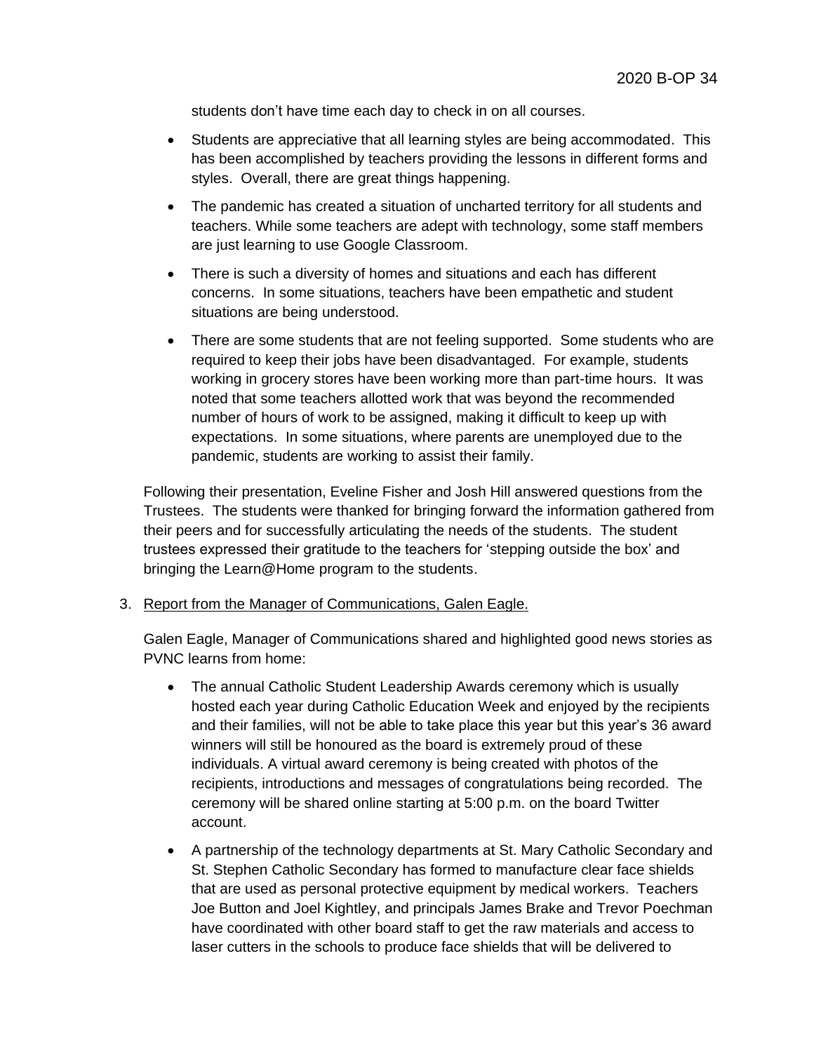students don't have time each day to check in on all courses.

- Students are appreciative that all learning styles are being accommodated. This has been accomplished by teachers providing the lessons in different forms and styles. Overall, there are great things happening.
- The pandemic has created a situation of uncharted territory for all students and teachers. While some teachers are adept with technology, some staff members are just learning to use Google Classroom.
- There is such a diversity of homes and situations and each has different concerns. In some situations, teachers have been empathetic and student situations are being understood.
- There are some students that are not feeling supported. Some students who are required to keep their jobs have been disadvantaged. For example, students working in grocery stores have been working more than part-time hours. It was noted that some teachers allotted work that was beyond the recommended number of hours of work to be assigned, making it difficult to keep up with expectations. In some situations, where parents are unemployed due to the pandemic, students are working to assist their family.

Following their presentation, Eveline Fisher and Josh Hill answered questions from the Trustees. The students were thanked for bringing forward the information gathered from their peers and for successfully articulating the needs of the students. The student trustees expressed their gratitude to the teachers for 'stepping outside the box' and bringing the Learn@Home program to the students.

3. Report from the Manager of Communications, Galen Eagle.

   Galen Eagle, Manager of Communications shared and highlighted good news stories as PVNC learns from home:

   - The annual Catholic Student Leadership Awards ceremony which is usually hosted each year during Catholic Education Week and enjoyed by the recipients and their families, will not be able to take place this year but this year's 36 award winners will still be honoured as the board is extremely proud of these individuals. A virtual award ceremony is being created with photos of the recipients, introductions and messages of congratulations being recorded. The ceremony will be shared online starting at 5:00 p.m. on the board Twitter account.
   - A partnership of the technology departments at St. Mary Catholic Secondary and St. Stephen Catholic Secondary has formed to manufacture clear face shields that are used as personal protective equipment by medical workers. Teachers Joe Button and Joel Kightley, and principals James Brake and Trevor Poechman have coordinated with other board staff to get the raw materials and access to laser cutters in the schools to produce face shields that will be delivered to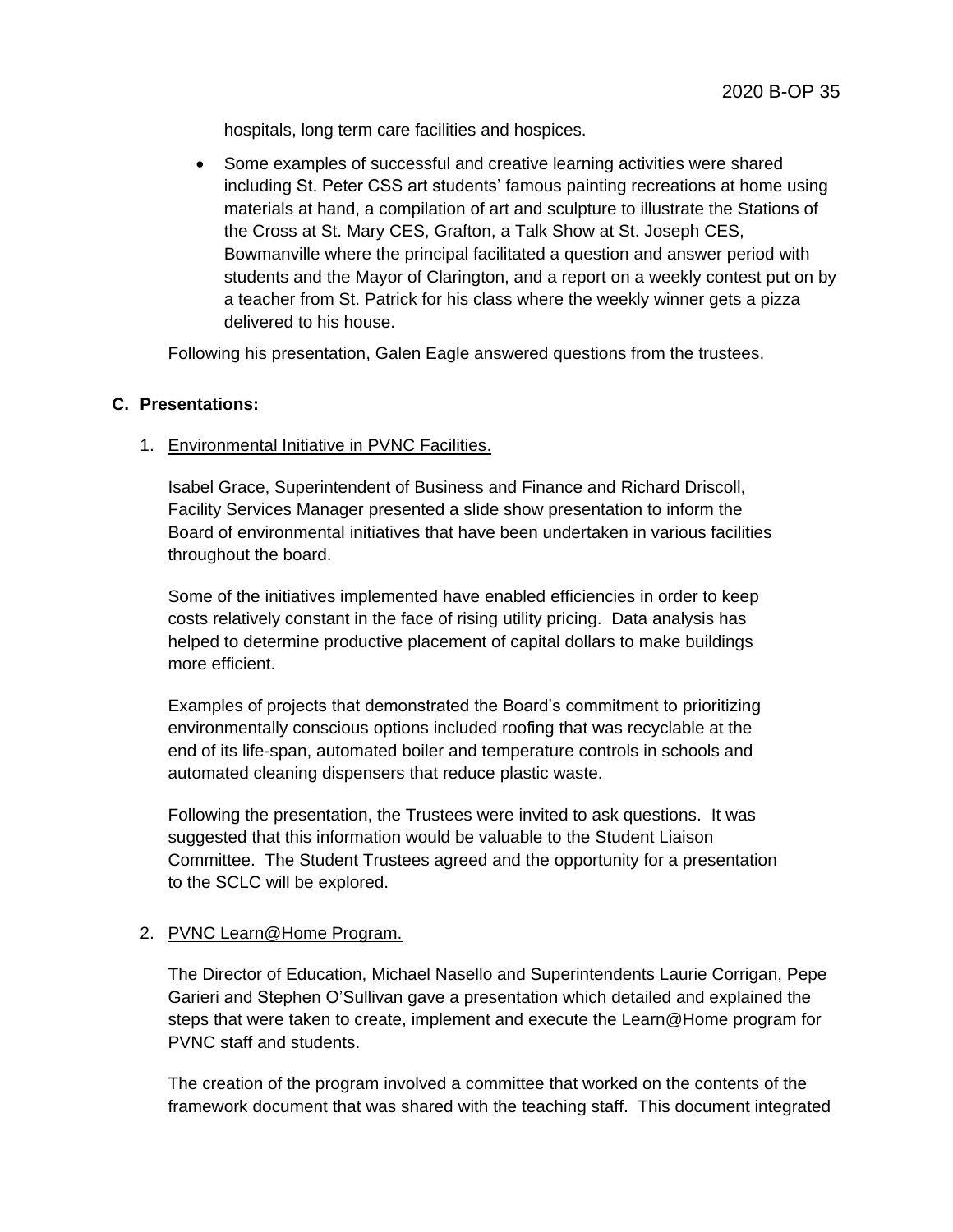hospitals, long term care facilities and hospices.

- Some examples of successful and creative learning activities were shared including St. Peter CSS art students' famous painting recreations at home using materials at hand, a compilation of art and sculpture to illustrate the Stations of the Cross at St. Mary CES, Grafton, a Talk Show at St. Joseph CES, Bowmanville where the principal facilitated a question and answer period with students and the Mayor of Clarington, and a report on a weekly contest put on by a teacher from St. Patrick for his class where the weekly winner gets a pizza delivered to his house.

Following his presentation, Galen Eagle answered questions from the trustees.

**C. Presentations:**

1. Environmental Initiative in PVNC Facilities.

Isabel Grace, Superintendent of Business and Finance and Richard Driscoll, Facility Services Manager presented a slide show presentation to inform the Board of environmental initiatives that have been undertaken in various facilities throughout the board.

Some of the initiatives implemented have enabled efficiencies in order to keep costs relatively constant in the face of rising utility pricing. Data analysis has helped to determine productive placement of capital dollars to make buildings more efficient.

Examples of projects that demonstrated the Board's commitment to prioritizing environmentally conscious options included roofing that was recyclable at the end of its life-span, automated boiler and temperature controls in schools and automated cleaning dispensers that reduce plastic waste.

Following the presentation, the Trustees were invited to ask questions. It was suggested that this information would be valuable to the Student Liaison Committee. The Student Trustees agreed and the opportunity for a presentation to the SCLC will be explored.

2. PVNC Learn@Home Program.

The Director of Education, Michael Nasello and Superintendents Laurie Corrigan, Pepe Garieri and Stephen O'Sullivan gave a presentation which detailed and explained the steps that were taken to create, implement and execute the Learn@Home program for PVNC staff and students.

The creation of the program involved a committee that worked on the contents of the framework document that was shared with the teaching staff. This document integrated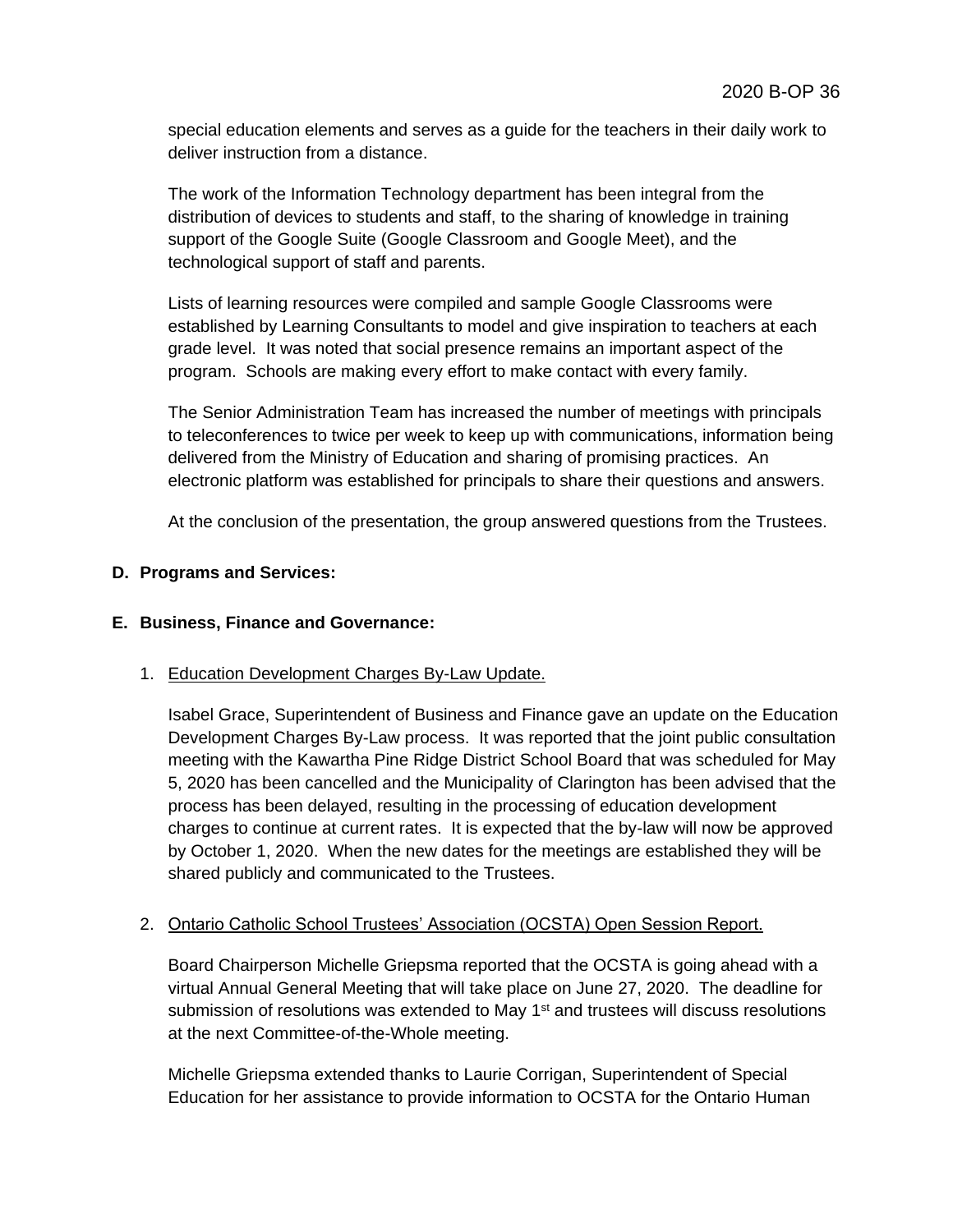special education elements and serves as a guide for the teachers in their daily work to deliver instruction from a distance.

The work of the Information Technology department has been integral from the distribution of devices to students and staff, to the sharing of knowledge in training support of the Google Suite (Google Classroom and Google Meet), and the technological support of staff and parents.

Lists of learning resources were compiled and sample Google Classrooms were established by Learning Consultants to model and give inspiration to teachers at each grade level. It was noted that social presence remains an important aspect of the program. Schools are making every effort to make contact with every family.

The Senior Administration Team has increased the number of meetings with principals to teleconferences to twice per week to keep up with communications, information being delivered from the Ministry of Education and sharing of promising practices. An electronic platform was established for principals to share their questions and answers.

At the conclusion of the presentation, the group answered questions from the Trustees.

**D. Programs and Services:**

**E. Business, Finance and Governance:**

1. Education Development Charges By-Law Update.

   Isabel Grace, Superintendent of Business and Finance gave an update on the Education Development Charges By-Law process. It was reported that the joint public consultation meeting with the Kawartha Pine Ridge District School Board that was scheduled for May 5, 2020 has been cancelled and the Municipality of Clarington has been advised that the process has been delayed, resulting in the processing of education development charges to continue at current rates. It is expected that the by-law will now be approved by October 1, 2020. When the new dates for the meetings are established they will be shared publicly and communicated to the Trustees.

2. Ontario Catholic School Trustees' Association (OCSTA) Open Session Report.

   Board Chairperson Michelle Griepsma reported that the OCSTA is going ahead with a virtual Annual General Meeting that will take place on June 27, 2020. The deadline for submission of resolutions was extended to May 1st and trustees will discuss resolutions at the next Committee-of-the-Whole meeting.

   Michelle Griepsma extended thanks to Laurie Corrigan, Superintendent of Special Education for her assistance to provide information to OCSTA for the Ontario Human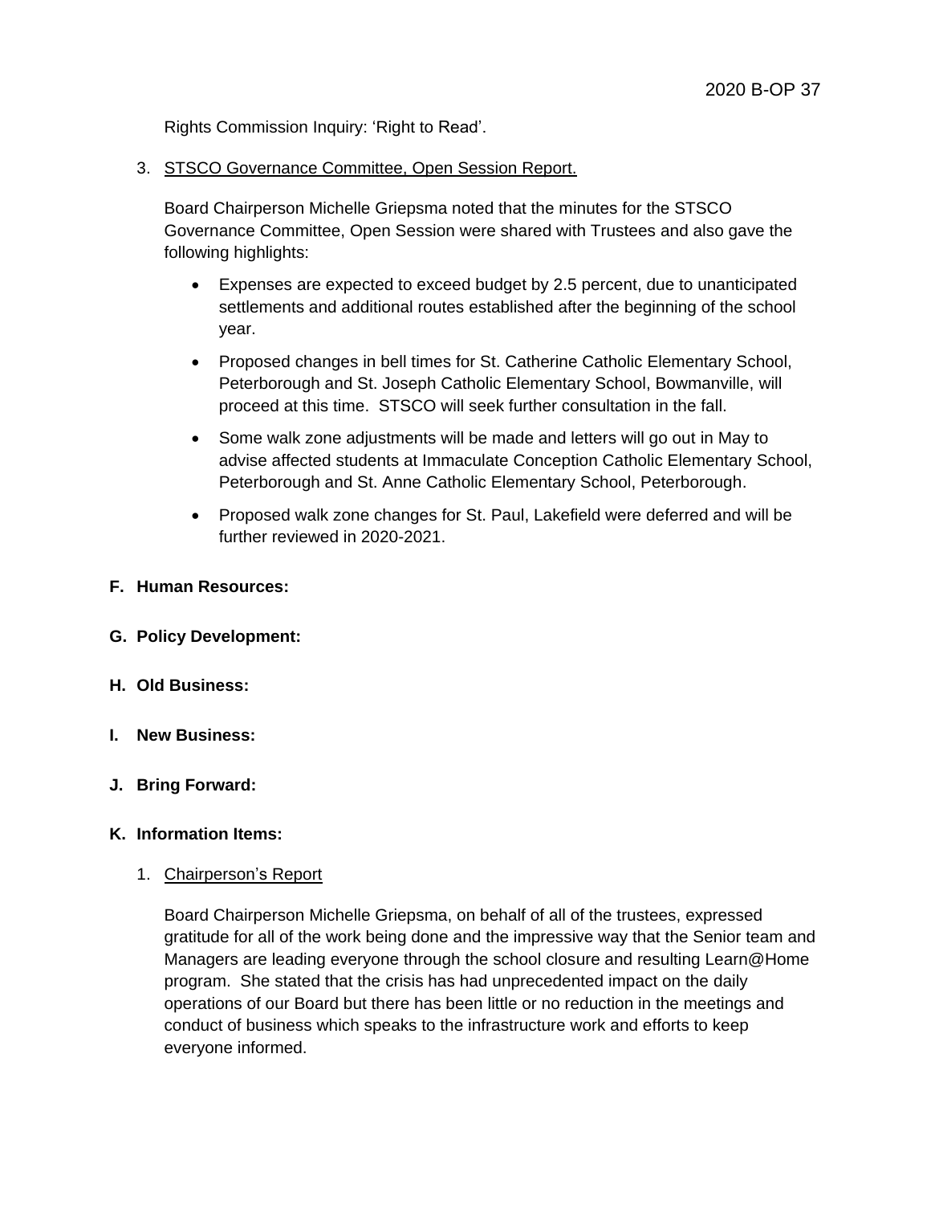Rights Commission Inquiry: 'Right to Read'.

3. STSCO Governance Committee, Open Session Report.

   Board Chairperson Michelle Griepsma noted that the minutes for the STSCO Governance Committee, Open Session were shared with Trustees and also gave the following highlights:

   - Expenses are expected to exceed budget by 2.5 percent, due to unanticipated settlements and additional routes established after the beginning of the school year.
   - Proposed changes in bell times for St. Catherine Catholic Elementary School, Peterborough and St. Joseph Catholic Elementary School, Bowmanville, will proceed at this time. STSCO will seek further consultation in the fall.
   - Some walk zone adjustments will be made and letters will go out in May to advise affected students at Immaculate Conception Catholic Elementary School, Peterborough and St. Anne Catholic Elementary School, Peterborough.
   - Proposed walk zone changes for St. Paul, Lakefield were deferred and will be further reviewed in 2020-2021.

**F. Human Resources:**

**G. Policy Development:**

**H. Old Business:**

**I. New Business:**

**J. Bring Forward:**

**K. Information Items:**

1. Chairperson's Report

   Board Chairperson Michelle Griepsma, on behalf of all of the trustees, expressed gratitude for all of the work being done and the impressive way that the Senior team and Managers are leading everyone through the school closure and resulting Learn@Home program. She stated that the crisis has had unprecedented impact on the daily operations of our Board but there has been little or no reduction in the meetings and conduct of business which speaks to the infrastructure work and efforts to keep everyone informed.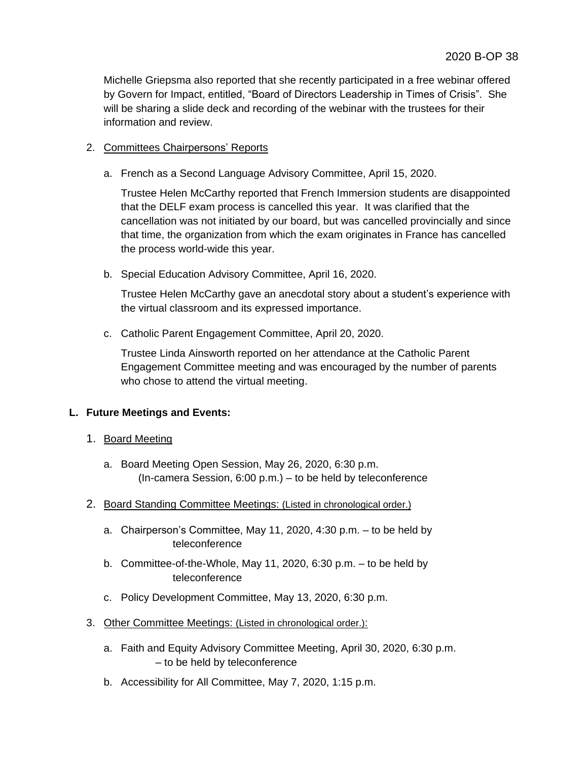Michelle Griepsma also reported that she recently participated in a free webinar offered by Govern for Impact, entitled, "Board of Directors Leadership in Times of Crisis". She will be sharing a slide deck and recording of the webinar with the trustees for their information and review.

2. Committees Chairpersons' Reports

   a. French as a Second Language Advisory Committee, April 15, 2020.

      Trustee Helen McCarthy reported that French Immersion students are disappointed that the DELF exam process is cancelled this year. It was clarified that the cancellation was not initiated by our board, but was cancelled provincially and since that time, the organization from which the exam originates in France has cancelled the process world-wide this year.

   b. Special Education Advisory Committee, April 16, 2020.

      Trustee Helen McCarthy gave an anecdotal story about a student's experience with the virtual classroom and its expressed importance.

   c. Catholic Parent Engagement Committee, April 20, 2020.

      Trustee Linda Ainsworth reported on her attendance at the Catholic Parent Engagement Committee meeting and was encouraged by the number of parents who chose to attend the virtual meeting.

## L. Future Meetings and Events:

1. Board Meeting

   a. Board Meeting Open Session, May 26, 2020, 6:30 p.m. (In-camera Session, 6:00 p.m.) – to be held by teleconference

2. Board Standing Committee Meetings: (Listed in chronological order.)

   a. Chairperson's Committee, May 11, 2020, 4:30 p.m. – to be held by teleconference

   b. Committee-of-the-Whole, May 11, 2020, 6:30 p.m. – to be held by teleconference

   c. Policy Development Committee, May 13, 2020, 6:30 p.m.

3. Other Committee Meetings: (Listed in chronological order.):

   a. Faith and Equity Advisory Committee Meeting, April 30, 2020, 6:30 p.m. – to be held by teleconference

   b. Accessibility for All Committee, May 7, 2020, 1:15 p.m.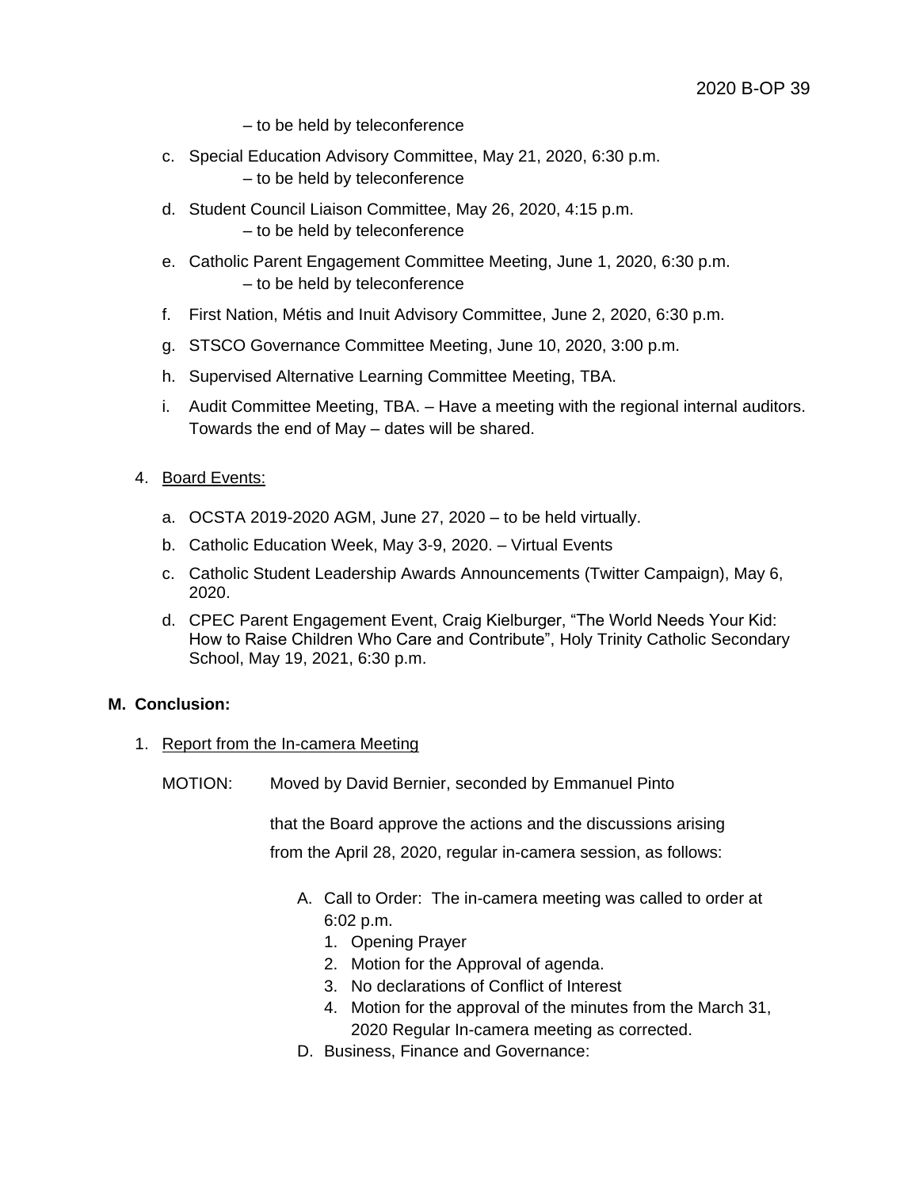– to be held by teleconference

c. Special Education Advisory Committee, May 21, 2020, 6:30 p.m.
   – to be held by teleconference

d. Student Council Liaison Committee, May 26, 2020, 4:15 p.m.
   – to be held by teleconference

e. Catholic Parent Engagement Committee Meeting, June 1, 2020, 6:30 p.m.
   – to be held by teleconference

f. First Nation, Métis and Inuit Advisory Committee, June 2, 2020, 6:30 p.m.

g. STSCO Governance Committee Meeting, June 10, 2020, 3:00 p.m.

h. Supervised Alternative Learning Committee Meeting, TBA.

i. Audit Committee Meeting, TBA. – Have a meeting with the regional internal auditors. Towards the end of May – dates will be shared.

4. Board Events:

   a. OCSTA 2019-2020 AGM, June 27, 2020 – to be held virtually.
   b. Catholic Education Week, May 3-9, 2020. – Virtual Events
   c. Catholic Student Leadership Awards Announcements (Twitter Campaign), May 6, 2020.
   d. CPEC Parent Engagement Event, Craig Kielburger, "The World Needs Your Kid: How to Raise Children Who Care and Contribute", Holy Trinity Catholic Secondary School, May 19, 2021, 6:30 p.m.

## M. Conclusion:

1. Report from the In-camera Meeting

MOTION: Moved by David Bernier, seconded by Emmanuel Pinto

that the Board approve the actions and the discussions arising from the April 28, 2020, regular in-camera session, as follows:

A. Call to Order: The in-camera meeting was called to order at 6:02 p.m.
   1. Opening Prayer
   2. Motion for the Approval of agenda.
   3. No declarations of Conflict of Interest
   4. Motion for the approval of the minutes from the March 31, 2020 Regular In-camera meeting as corrected.

D. Business, Finance and Governance: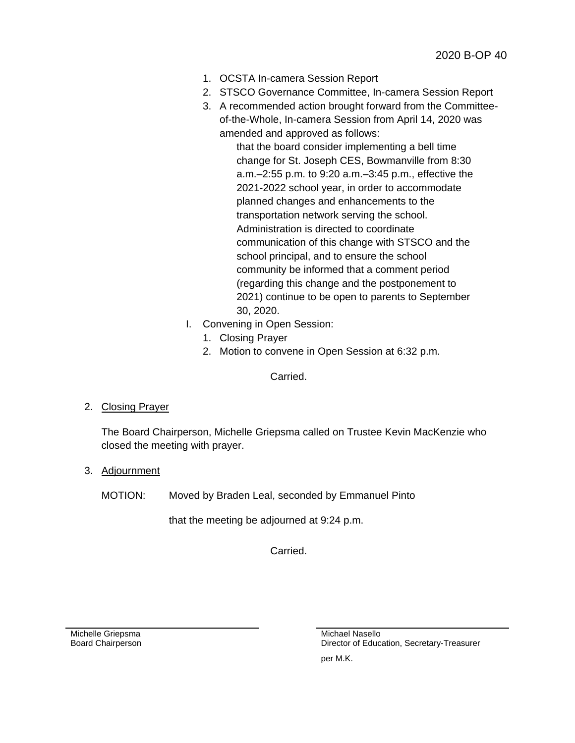1. OCSTA In-camera Session Report
2. STSCO Governance Committee, In-camera Session Report
3. A recommended action brought forward from the Committee-of-the-Whole, In-camera Session from April 14, 2020 was amended and approved as follows:

   that the board consider implementing a bell time change for St. Joseph CES, Bowmanville from 8:30 a.m.–2:55 p.m. to 9:20 a.m.–3:45 p.m., effective the 2021-2022 school year, in order to accommodate planned changes and enhancements to the transportation network serving the school. Administration is directed to coordinate communication of this change with STSCO and the school principal, and to ensure the school community be informed that a comment period (regarding this change and the postponement to 2021) continue to be open to parents to September 30, 2020.

I. Convening in Open Session:
   1. Closing Prayer
   2. Motion to convene in Open Session at 6:32 p.m.

Carried.

2. Closing Prayer

The Board Chairperson, Michelle Griepsma called on Trustee Kevin MacKenzie who closed the meeting with prayer.

3. Adjournment

MOTION: Moved by Braden Leal, seconded by Emmanuel Pinto

that the meeting be adjourned at 9:24 p.m.

Carried.

Michelle Griepsma
Board Chairperson

Michael Nasello
Director of Education, Secretary-Treasurer

per M.K.